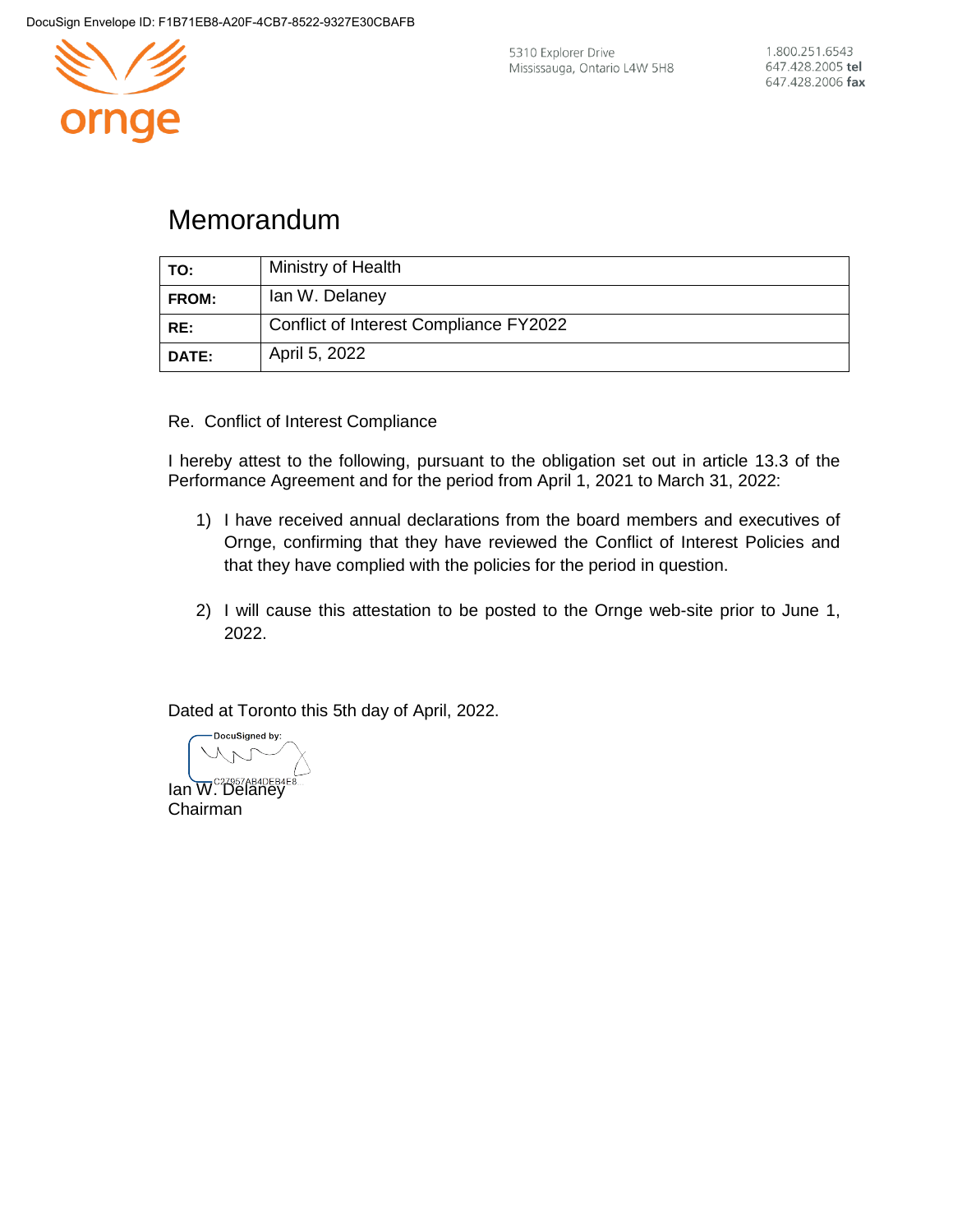DocuSign Envelope ID: F1B71EB8-A20F-4CB7-8522-9327E30CBAFB

ornge

5310 Explorer Drive
Mississauga, Ontario L4W 5H8

1.800.251.6543
647.428.2005 **tel**
647.428.2006 **fax**

# Memorandum

| TO: | Ministry of Health |
|---|---|
| **FROM:** | Ian W. Delaney |
| **RE:** | Conflict of Interest Compliance FY2022 |
| **DATE:** | April 5, 2022 |

Re. Conflict of Interest Compliance

I hereby attest to the following, pursuant to the obligation set out in article 13.3 of the Performance Agreement and for the period from April 1, 2021 to March 31, 2022:

1) I have received annual declarations from the board members and executives of Ornge, confirming that they have reviewed the Conflict of Interest Policies and that they have complied with the policies for the period in question.

2) I will cause this attestation to be posted to the Ornge web-site prior to June 1, 2022.

Dated at Toronto this 5th day of April, 2022.

DocuSigned by:
C27957AB4DEB4E8...

Ian W. Delaney
Chairman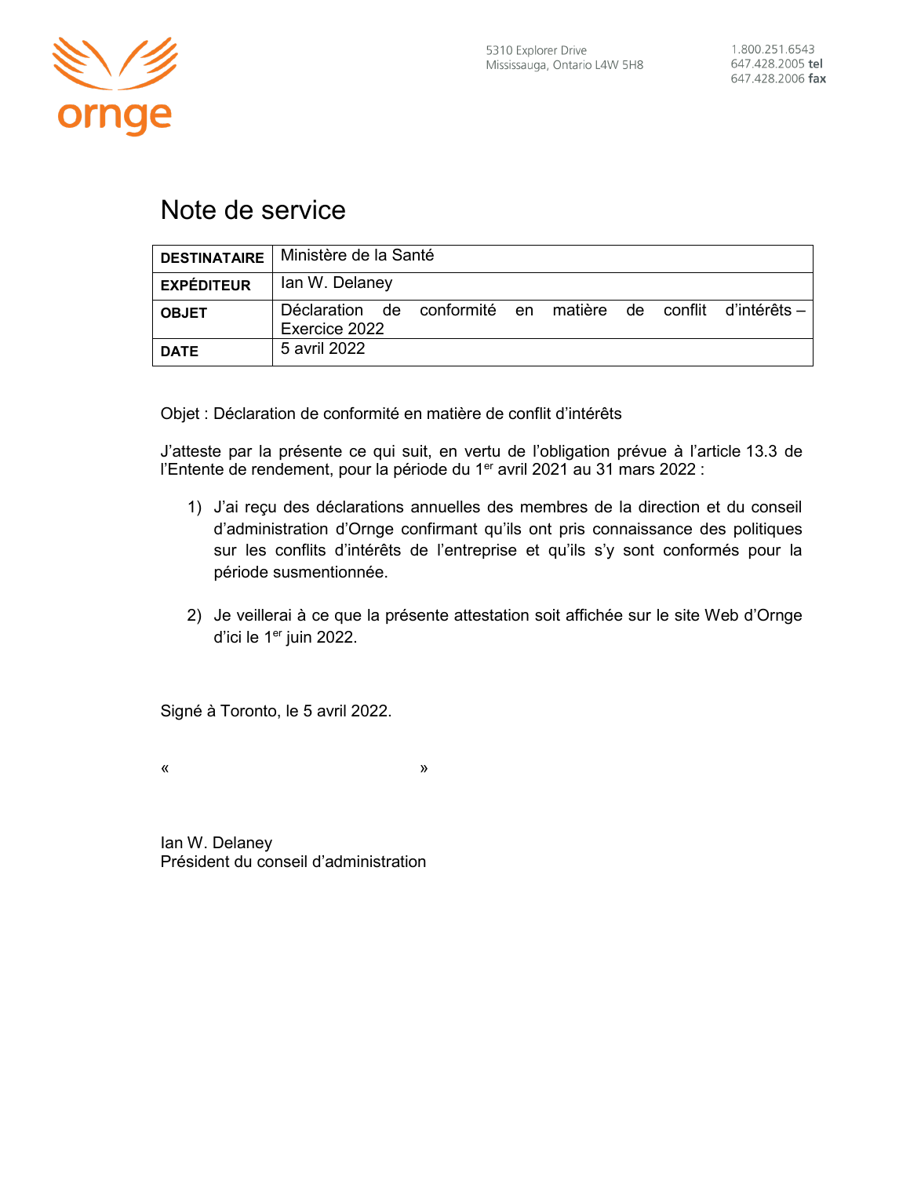ornge

5310 Explorer Drive
Mississauga, Ontario L4W 5H8

1.800.251.6543
647.428.2005 **tel**
647.428.2006 **fax**

# Note de service

| | |
|---|---|
| **DESTINATAIRE** | Ministère de la Santé |
| **EXPÉDITEUR** | Ian W. Delaney |
| **OBJET** | Déclaration de conformité en matière de conflit d'intérêts – Exercice 2022 |
| **DATE** | 5 avril 2022 |

Objet : Déclaration de conformité en matière de conflit d'intérêts

J'atteste par la présente ce qui suit, en vertu de l'obligation prévue à l'article 13.3 de l'Entente de rendement, pour la période du 1er avril 2021 au 31 mars 2022 :

1) J'ai reçu des déclarations annuelles des membres de la direction et du conseil d'administration d'Ornge confirmant qu'ils ont pris connaissance des politiques sur les conflits d'intérêts de l'entreprise et qu'ils s'y sont conformés pour la période susmentionnée.

2) Je veillerai à ce que la présente attestation soit affichée sur le site Web d'Ornge d'ici le 1er juin 2022.

Signé à Toronto, le 5 avril 2022.

« »

Ian W. Delaney
Président du conseil d'administration